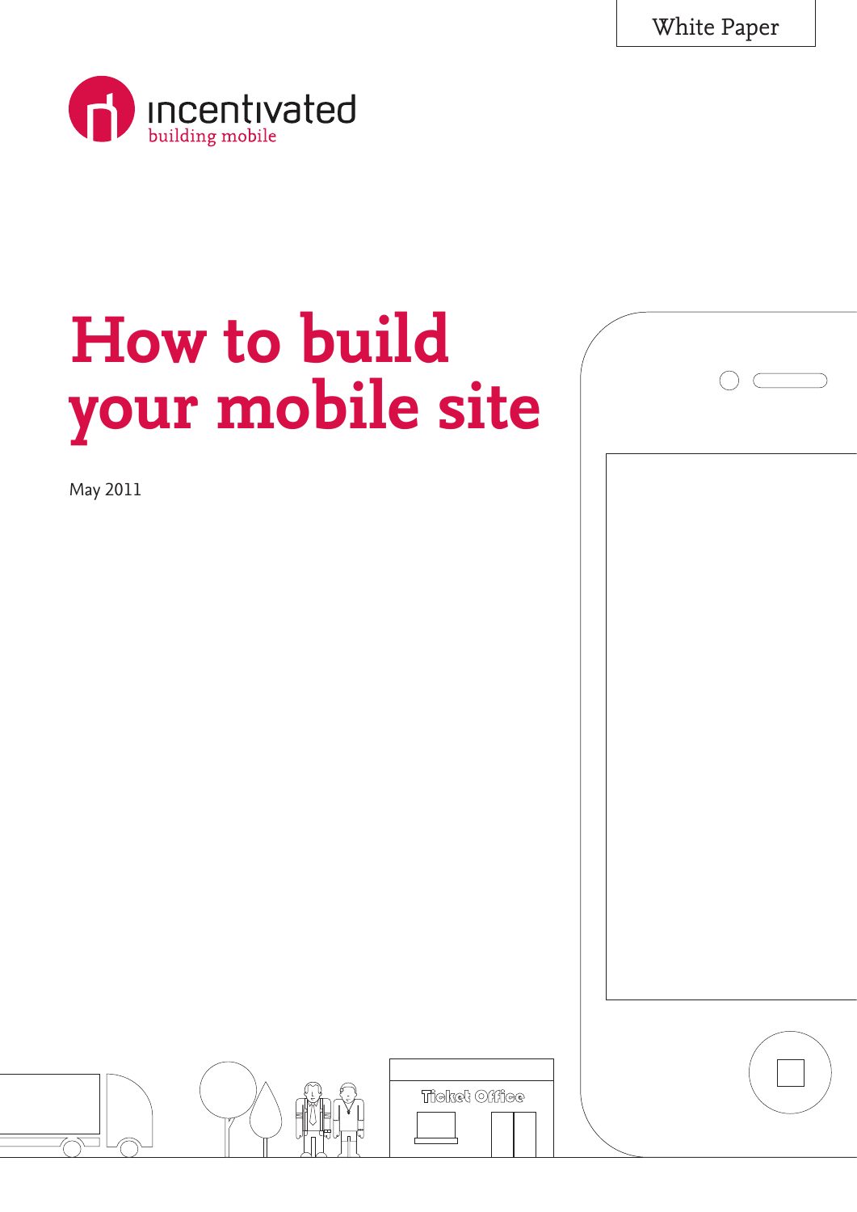White Paper

incentivated
building mobile

# How to build your mobile site

May 2011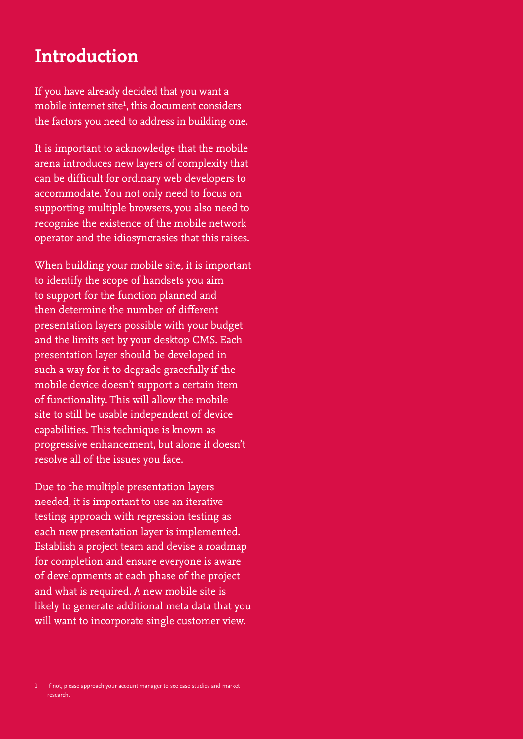# Introduction

If you have already decided that you want a mobile internet site[1], this document considers the factors you need to address in building one.

It is important to acknowledge that the mobile arena introduces new layers of complexity that can be difficult for ordinary web developers to accommodate. You not only need to focus on supporting multiple browsers, you also need to recognise the existence of the mobile network operator and the idiosyncrasies that this raises.

When building your mobile site, it is important to identify the scope of handsets you aim to support for the function planned and then determine the number of different presentation layers possible with your budget and the limits set by your desktop CMS. Each presentation layer should be developed in such a way for it to degrade gracefully if the mobile device doesn't support a certain item of functionality. This will allow the mobile site to still be usable independent of device capabilities. This technique is known as progressive enhancement, but alone it doesn't resolve all of the issues you face.

Due to the multiple presentation layers needed, it is important to use an iterative testing approach with regression testing as each new presentation layer is implemented. Establish a project team and devise a roadmap for completion and ensure everyone is aware of developments at each phase of the project and what is required. A new mobile site is likely to generate additional meta data that you will want to incorporate single customer view.

1 If not, please approach your account manager to see case studies and market research.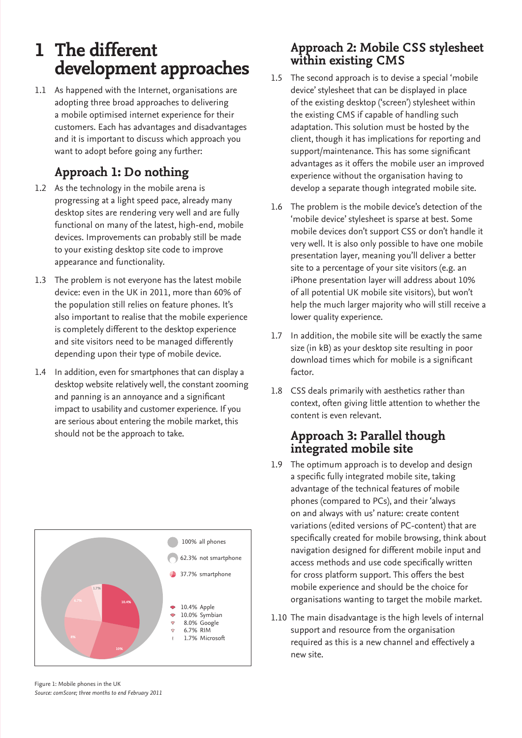# 1 The different development approaches

1.1 As happened with the Internet, organisations are adopting three broad approaches to delivering a mobile optimised internet experience for their customers. Each has advantages and disadvantages and it is important to discuss which approach you want to adopt before going any further:

## Approach 1: Do nothing

1.2 As the technology in the mobile arena is progressing at a light speed pace, already many desktop sites are rendering very well and are fully functional on many of the latest, high-end, mobile devices. Improvements can probably still be made to your existing desktop site code to improve appearance and functionality.

1.3 The problem is not everyone has the latest mobile device: even in the UK in 2011, more than 60% of the population still relies on feature phones. It's also important to realise that the mobile experience is completely different to the desktop experience and site visitors need to be managed differently depending upon their type of mobile device.

1.4 In addition, even for smartphones that can display a desktop website relatively well, the constant zooming and panning is an annoyance and a significant impact to usability and customer experience. If you are serious about entering the mobile market, this should not be the approach to take.

100% all phones
62.3% not smartphone
37.7% smartphone
10.4% Apple
10.0% Symbian
8.0% Google
6.7% RIM
1.7% Microsoft
1.7%
6.7%
10.4%
8%
10%

Figure 1: Mobile phones in the UK
*Source: comScore; three months to end February 2011*

## Approach 2: Mobile CSS stylesheet within existing CMS

1.5 The second approach is to devise a special 'mobile device' stylesheet that can be displayed in place of the existing desktop ('screen') stylesheet within the existing CMS if capable of handling such adaptation. This solution must be hosted by the client, though it has implications for reporting and support/maintenance. This has some significant advantages as it offers the mobile user an improved experience without the organisation having to develop a separate though integrated mobile site.

1.6 The problem is the mobile device's detection of the 'mobile device' stylesheet is sparse at best. Some mobile devices don't support CSS or don't handle it very well. It is also only possible to have one mobile presentation layer, meaning you'll deliver a better site to a percentage of your site visitors (e.g. an iPhone presentation layer will address about 10% of all potential UK mobile site visitors), but won't help the much larger majority who will still receive a lower quality experience.

1.7 In addition, the mobile site will be exactly the same size (in kB) as your desktop site resulting in poor download times which for mobile is a significant factor.

1.8 CSS deals primarily with aesthetics rather than context, often giving little attention to whether the content is even relevant.

## Approach 3: Parallel though integrated mobile site

1.9 The optimum approach is to develop and design a specific fully integrated mobile site, taking advantage of the technical features of mobile phones (compared to PCs), and their 'always on and always with us' nature: create content variations (edited versions of PC-content) that are specifically created for mobile browsing, think about navigation designed for different mobile input and access methods and use code specifically written for cross platform support. This offers the best mobile experience and should be the choice for organisations wanting to target the mobile market.

1.10 The main disadvantage is the high levels of internal support and resource from the organisation required as this is a new channel and effectively a new site.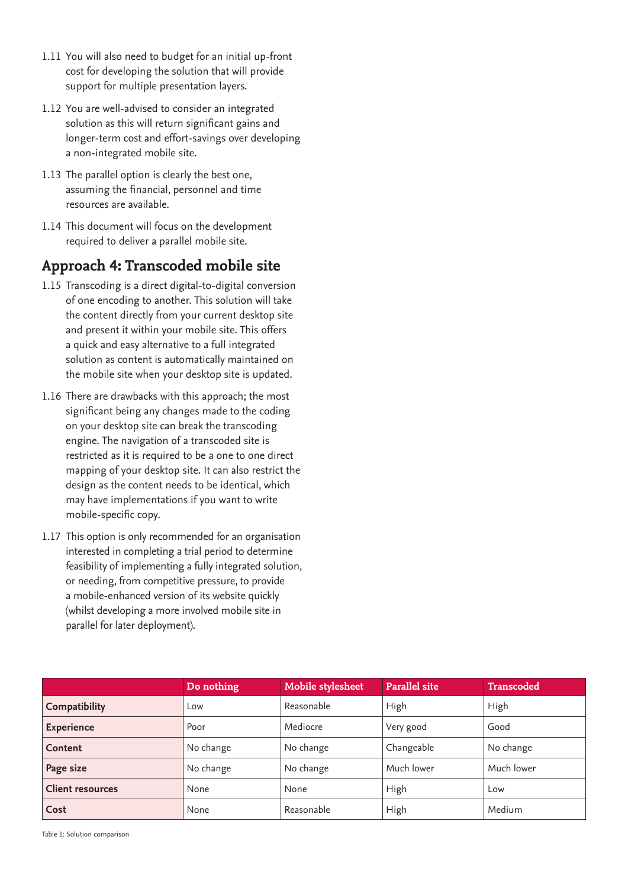1.11 You will also need to budget for an initial up-front cost for developing the solution that will provide support for multiple presentation layers.

1.12 You are well-advised to consider an integrated solution as this will return significant gains and longer-term cost and effort-savings over developing a non-integrated mobile site.

1.13 The parallel option is clearly the best one, assuming the financial, personnel and time resources are available.

1.14 This document will focus on the development required to deliver a parallel mobile site.

## Approach 4: Transcoded mobile site

1.15 Transcoding is a direct digital-to-digital conversion of one encoding to another. This solution will take the content directly from your current desktop site and present it within your mobile site. This offers a quick and easy alternative to a full integrated solution as content is automatically maintained on the mobile site when your desktop site is updated.

1.16 There are drawbacks with this approach; the most significant being any changes made to the coding on your desktop site can break the transcoding engine. The navigation of a transcoded site is restricted as it is required to be a one to one direct mapping of your desktop site. It can also restrict the design as the content needs to be identical, which may have implementations if you want to write mobile-specific copy.

1.17 This option is only recommended for an organisation interested in completing a trial period to determine feasibility of implementing a fully integrated solution, or needing, from competitive pressure, to provide a mobile-enhanced version of its website quickly (whilst developing a more involved mobile site in parallel for later deployment).

| | Do nothing | Mobile stylesheet | Parallel site | Transcoded |
|---|---|---|---|---|
| **Compatibility** | Low | Reasonable | High | High |
| **Experience** | Poor | Mediocre | Very good | Good |
| **Content** | No change | No change | Changeable | No change |
| **Page size** | No change | No change | Much lower | Much lower |
| **Client resources** | None | None | High | Low |
| **Cost** | None | Reasonable | High | Medium |

Table 1: Solution comparison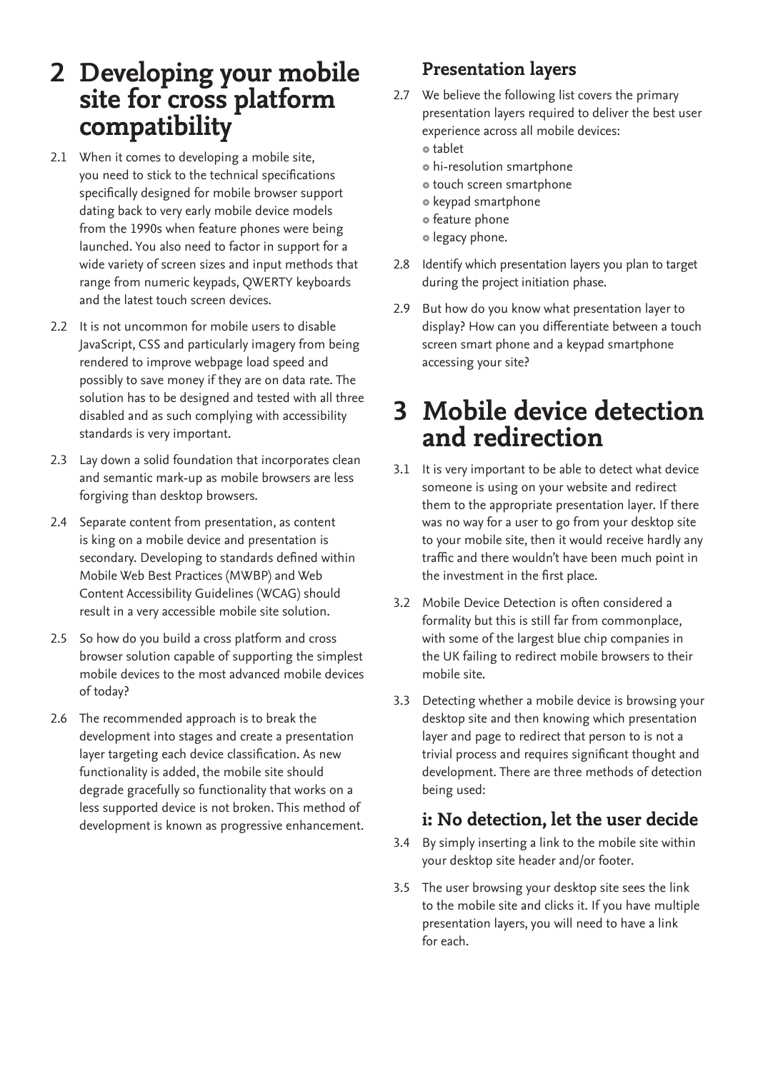# 2 Developing your mobile site for cross platform compatibility

2.1 When it comes to developing a mobile site, you need to stick to the technical specifications specifically designed for mobile browser support dating back to very early mobile device models from the 1990s when feature phones were being launched. You also need to factor in support for a wide variety of screen sizes and input methods that range from numeric keypads, QWERTY keyboards and the latest touch screen devices.

2.2 It is not uncommon for mobile users to disable JavaScript, CSS and particularly imagery from being rendered to improve webpage load speed and possibly to save money if they are on data rate. The solution has to be designed and tested with all three disabled and as such complying with accessibility standards is very important.

2.3 Lay down a solid foundation that incorporates clean and semantic mark-up as mobile browsers are less forgiving than desktop browsers.

2.4 Separate content from presentation, as content is king on a mobile device and presentation is secondary. Developing to standards defined within Mobile Web Best Practices (MWBP) and Web Content Accessibility Guidelines (WCAG) should result in a very accessible mobile site solution.

2.5 So how do you build a cross platform and cross browser solution capable of supporting the simplest mobile devices to the most advanced mobile devices of today?

2.6 The recommended approach is to break the development into stages and create a presentation layer targeting each device classification. As new functionality is added, the mobile site should degrade gracefully so functionality that works on a less supported device is not broken. This method of development is known as progressive enhancement.

## Presentation layers

2.7 We believe the following list covers the primary presentation layers required to deliver the best user experience across all mobile devices:

- tablet
- hi-resolution smartphone
- touch screen smartphone
- keypad smartphone
- feature phone
- legacy phone.

2.8 Identify which presentation layers you plan to target during the project initiation phase.

2.9 But how do you know what presentation layer to display? How can you differentiate between a touch screen smart phone and a keypad smartphone accessing your site?

# 3 Mobile device detection and redirection

3.1 It is very important to be able to detect what device someone is using on your website and redirect them to the appropriate presentation layer. If there was no way for a user to go from your desktop site to your mobile site, then it would receive hardly any traffic and there wouldn't have been much point in the investment in the first place.

3.2 Mobile Device Detection is often considered a formality but this is still far from commonplace, with some of the largest blue chip companies in the UK failing to redirect mobile browsers to their mobile site.

3.3 Detecting whether a mobile device is browsing your desktop site and then knowing which presentation layer and page to redirect that person to is not a trivial process and requires significant thought and development. There are three methods of detection being used:

## i: No detection, let the user decide

3.4 By simply inserting a link to the mobile site within your desktop site header and/or footer.

3.5 The user browsing your desktop site sees the link to the mobile site and clicks it. If you have multiple presentation layers, you will need to have a link for each.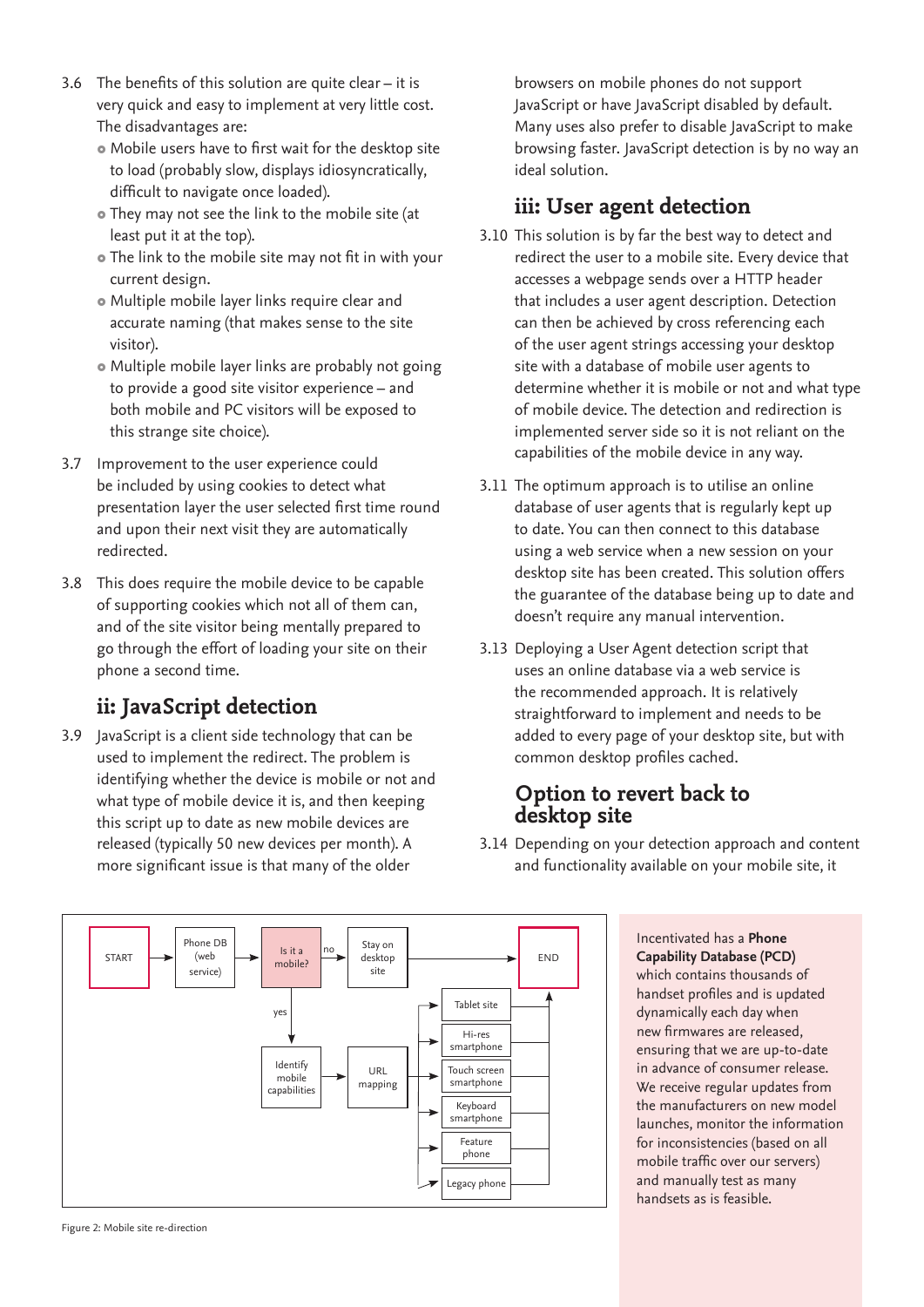3.6 The benefits of this solution are quite clear – it is very quick and easy to implement at very little cost. The disadvantages are:

- Mobile users have to first wait for the desktop site to load (probably slow, displays idiosyncratically, difficult to navigate once loaded).
- They may not see the link to the mobile site (at least put it at the top).
- The link to the mobile site may not fit in with your current design.
- Multiple mobile layer links require clear and accurate naming (that makes sense to the site visitor).
- Multiple mobile layer links are probably not going to provide a good site visitor experience – and both mobile and PC visitors will be exposed to this strange site choice).

3.7 Improvement to the user experience could be included by using cookies to detect what presentation layer the user selected first time round and upon their next visit they are automatically redirected.

3.8 This does require the mobile device to be capable of supporting cookies which not all of them can, and of the site visitor being mentally prepared to go through the effort of loading your site on their phone a second time.

## ii: JavaScript detection

3.9 JavaScript is a client side technology that can be used to implement the redirect. The problem is identifying whether the device is mobile or not and what type of mobile device it is, and then keeping this script up to date as new mobile devices are released (typically 50 new devices per month). A more significant issue is that many of the older browsers on mobile phones do not support JavaScript or have JavaScript disabled by default. Many uses also prefer to disable JavaScript to make browsing faster. JavaScript detection is by no way an ideal solution.

## iii: User agent detection

3.10 This solution is by far the best way to detect and redirect the user to a mobile site. Every device that accesses a webpage sends over a HTTP header that includes a user agent description. Detection can then be achieved by cross referencing each of the user agent strings accessing your desktop site with a database of mobile user agents to determine whether it is mobile or not and what type of mobile device. The detection and redirection is implemented server side so it is not reliant on the capabilities of the mobile device in any way.

3.11 The optimum approach is to utilise an online database of user agents that is regularly kept up to date. You can then connect to this database using a web service when a new session on your desktop site has been created. This solution offers the guarantee of the database being up to date and doesn't require any manual intervention.

3.13 Deploying a User Agent detection script that uses an online database via a web service is the recommended approach. It is relatively straightforward to implement and needs to be added to every page of your desktop site, but with common desktop profiles cached.

## Option to revert back to desktop site

3.14 Depending on your detection approach and content and functionality available on your mobile site, it

START
Phone DB (web service)
Is it a mobile?
no
Stay on desktop site
END
yes
Identify mobile capabilities
URL mapping
Tablet site
Hi-res smartphone
Touch screen smartphone
Keyboard smartphone
Feature phone
Legacy phone

Figure 2: Mobile site re-direction

Incentivated has a **Phone Capability Database (PCD)** which contains thousands of handset profiles and is updated dynamically each day when new firmwares are released, ensuring that we are up-to-date in advance of consumer release. We receive regular updates from the manufacturers on new model launches, monitor the information for inconsistencies (based on all mobile traffic over our servers) and manually test as many handsets as is feasible.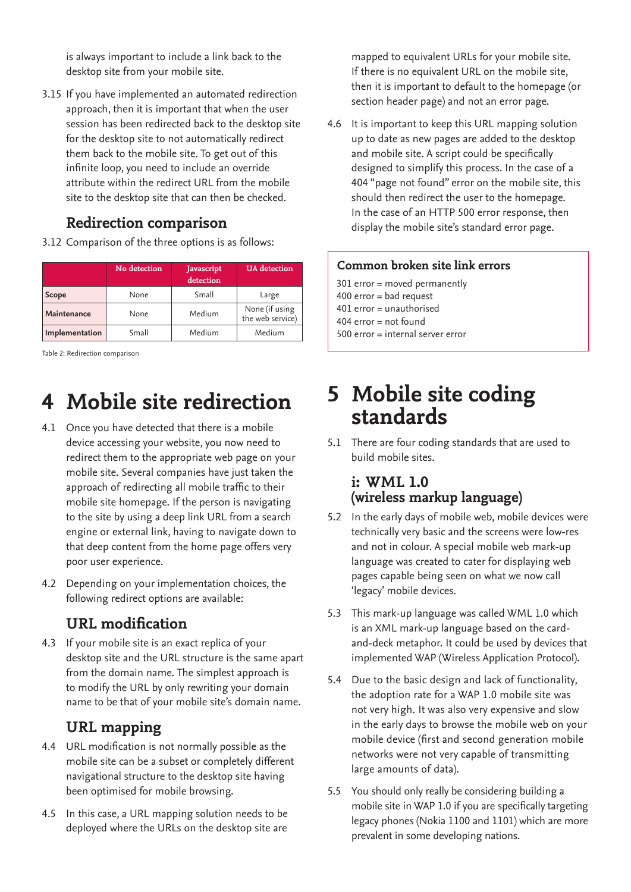is always important to include a link back to the desktop site from your mobile site.

3.15 If you have implemented an automated redirection approach, then it is important that when the user session has been redirected back to the desktop site for the desktop site to not automatically redirect them back to the mobile site. To get out of this infinite loop, you need to include an override attribute within the redirect URL from the mobile site to the desktop site that can then be checked.

### Redirection comparison

3.12 Comparison of the three options is as follows:

| | No detection | Javascript detection | UA detection |
|---|---|---|---|
| **Scope** | None | Small | Large |
| **Maintenance** | None | Medium | None (if using the web service) |
| **Implementation** | Small | Medium | Medium |

Table 2: Redirection comparison

# 4 Mobile site redirection

4.1 Once you have detected that there is a mobile device accessing your website, you now need to redirect them to the appropriate web page on your mobile site. Several companies have just taken the approach of redirecting all mobile traffic to their mobile site homepage. If the person is navigating to the site by using a deep link URL from a search engine or external link, having to navigate down to that deep content from the home page offers very poor user experience.

4.2 Depending on your implementation choices, the following redirect options are available:

### URL modification

4.3 If your mobile site is an exact replica of your desktop site and the URL structure is the same apart from the domain name. The simplest approach is to modify the URL by only rewriting your domain name to be that of your mobile site's domain name.

### URL mapping

4.4 URL modification is not normally possible as the mobile site can be a subset or completely different navigational structure to the desktop site having been optimised for mobile browsing.

4.5 In this case, a URL mapping solution needs to be deployed where the URLs on the desktop site are mapped to equivalent URLs for your mobile site. If there is no equivalent URL on the mobile site, then it is important to default to the homepage (or section header page) and not an error page.

4.6 It is important to keep this URL mapping solution up to date as new pages are added to the desktop and mobile site. A script could be specifically designed to simplify this process. In the case of a 404 "page not found" error on the mobile site, this should then redirect the user to the homepage. In the case of an HTTP 500 error response, then display the mobile site's standard error page.

### Common broken site link errors

301 error = moved permanently
400 error = bad request
401 error = unauthorised
404 error = not found
500 error = internal server error

# 5 Mobile site coding standards

5.1 There are four coding standards that are used to build mobile sites.

### i: WML 1.0 (wireless markup language)

5.2 In the early days of mobile web, mobile devices were technically very basic and the screens were low-res and not in colour. A special mobile web mark-up language was created to cater for displaying web pages capable being seen on what we now call 'legacy' mobile devices.

5.3 This mark-up language was called WML 1.0 which is an XML mark-up language based on the card-and-deck metaphor. It could be used by devices that implemented WAP (Wireless Application Protocol).

5.4 Due to the basic design and lack of functionality, the adoption rate for a WAP 1.0 mobile site was not very high. It was also very expensive and slow in the early days to browse the mobile web on your mobile device (first and second generation mobile networks were not very capable of transmitting large amounts of data).

5.5 You should only really be considering building a mobile site in WAP 1.0 if you are specifically targeting legacy phones (Nokia 1100 and 1101) which are more prevalent in some developing nations.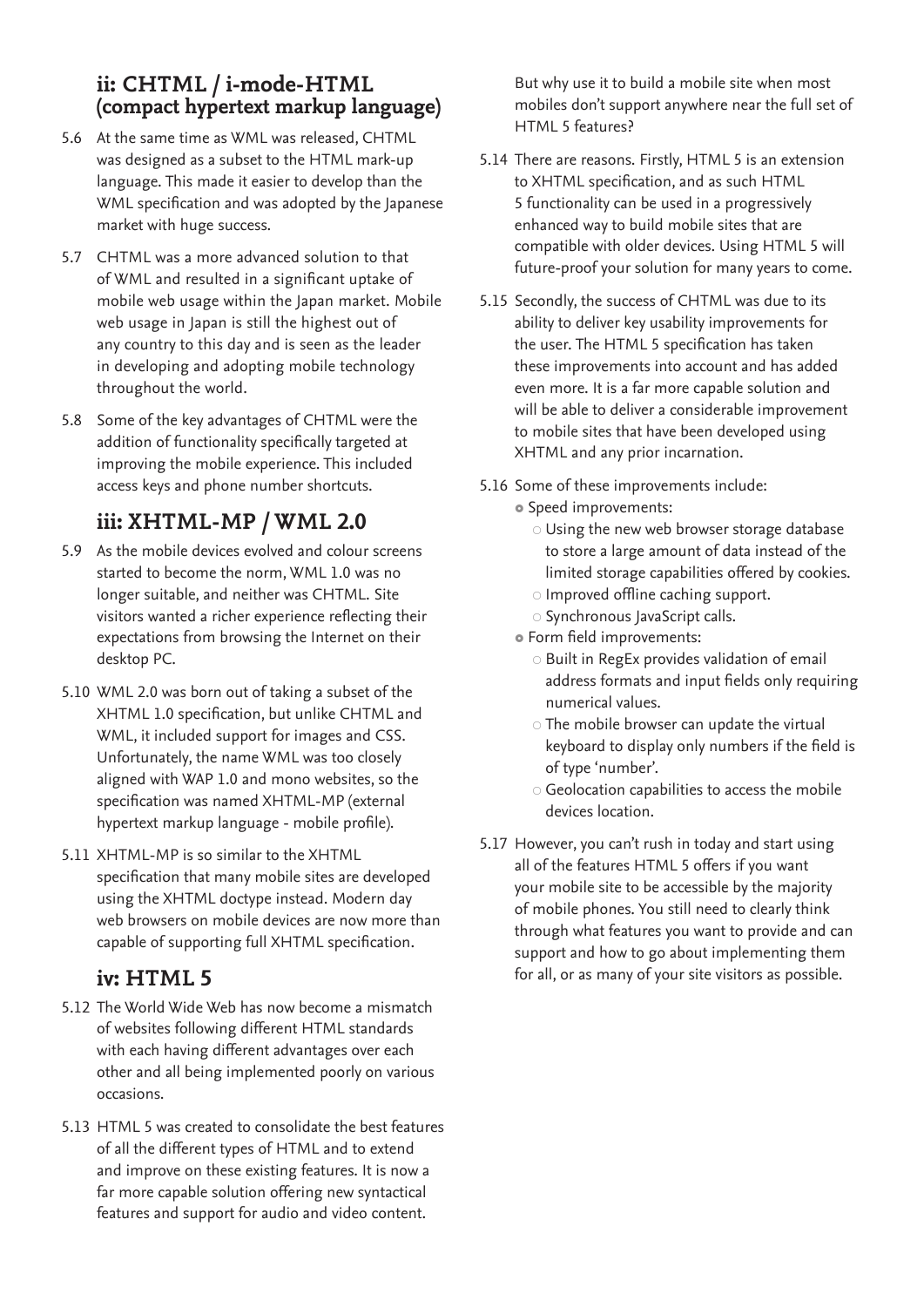## ii: CHTML / i-mode-HTML (compact hypertext markup language)

5.6 At the same time as WML was released, CHTML was designed as a subset to the HTML mark-up language. This made it easier to develop than the WML specification and was adopted by the Japanese market with huge success.

5.7 CHTML was a more advanced solution to that of WML and resulted in a significant uptake of mobile web usage within the Japan market. Mobile web usage in Japan is still the highest out of any country to this day and is seen as the leader in developing and adopting mobile technology throughout the world.

5.8 Some of the key advantages of CHTML were the addition of functionality specifically targeted at improving the mobile experience. This included access keys and phone number shortcuts.

## iii: XHTML-MP / WML 2.0

5.9 As the mobile devices evolved and colour screens started to become the norm, WML 1.0 was no longer suitable, and neither was CHTML. Site visitors wanted a richer experience reflecting their expectations from browsing the Internet on their desktop PC.

5.10 WML 2.0 was born out of taking a subset of the XHTML 1.0 specification, but unlike CHTML and WML, it included support for images and CSS. Unfortunately, the name WML was too closely aligned with WAP 1.0 and mono websites, so the specification was named XHTML-MP (external hypertext markup language - mobile profile).

5.11 XHTML-MP is so similar to the XHTML specification that many mobile sites are developed using the XHTML doctype instead. Modern day web browsers on mobile devices are now more than capable of supporting full XHTML specification.

## iv: HTML 5

5.12 The World Wide Web has now become a mismatch of websites following different HTML standards with each having different advantages over each other and all being implemented poorly on various occasions.

5.13 HTML 5 was created to consolidate the best features of all the different types of HTML and to extend and improve on these existing features. It is now a far more capable solution offering new syntactical features and support for audio and video content.

But why use it to build a mobile site when most mobiles don't support anywhere near the full set of HTML 5 features?

5.14 There are reasons. Firstly, HTML 5 is an extension to XHTML specification, and as such HTML 5 functionality can be used in a progressively enhanced way to build mobile sites that are compatible with older devices. Using HTML 5 will future-proof your solution for many years to come.

5.15 Secondly, the success of CHTML was due to its ability to deliver key usability improvements for the user. The HTML 5 specification has taken these improvements into account and has added even more. It is a far more capable solution and will be able to deliver a considerable improvement to mobile sites that have been developed using XHTML and any prior incarnation.

5.16 Some of these improvements include:

- Speed improvements:
  - Using the new web browser storage database to store a large amount of data instead of the limited storage capabilities offered by cookies.
  - Improved offline caching support.
  - Synchronous JavaScript calls.
- Form field improvements:
  - Built in RegEx provides validation of email address formats and input fields only requiring numerical values.
  - The mobile browser can update the virtual keyboard to display only numbers if the field is of type 'number'.
  - Geolocation capabilities to access the mobile devices location.

5.17 However, you can't rush in today and start using all of the features HTML 5 offers if you want your mobile site to be accessible by the majority of mobile phones. You still need to clearly think through what features you want to provide and can support and how to go about implementing them for all, or as many of your site visitors as possible.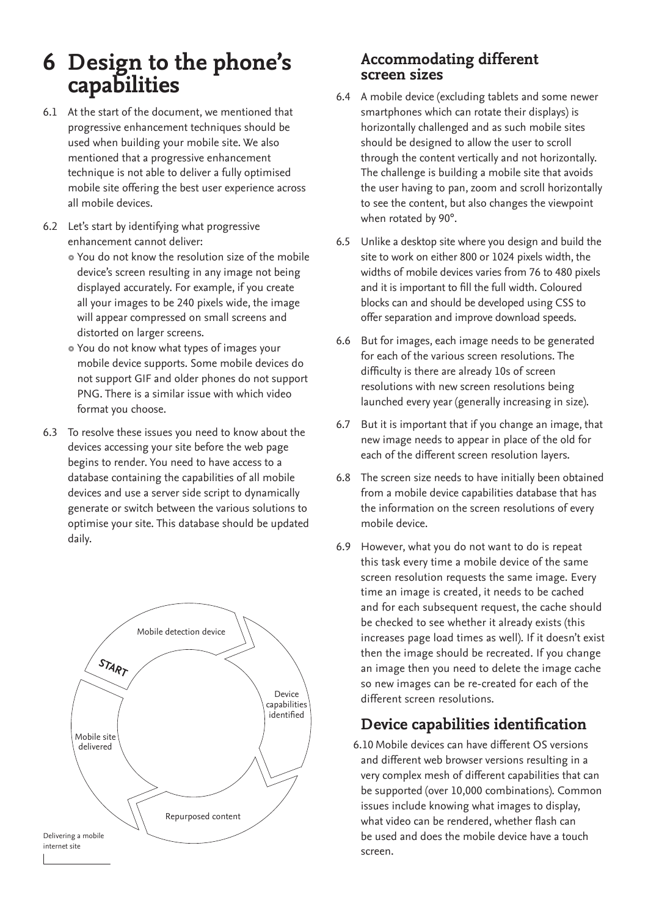# 6 Design to the phone's capabilities

6.1 At the start of the document, we mentioned that progressive enhancement techniques should be used when building your mobile site. We also mentioned that a progressive enhancement technique is not able to deliver a fully optimised mobile site offering the best user experience across all mobile devices.

6.2 Let's start by identifying what progressive enhancement cannot deliver:

- You do not know the resolution size of the mobile device's screen resulting in any image not being displayed accurately. For example, if you create all your images to be 240 pixels wide, the image will appear compressed on small screens and distorted on larger screens.
- You do not know what types of images your mobile device supports. Some mobile devices do not support GIF and older phones do not support PNG. There is a similar issue with which video format you choose.

6.3 To resolve these issues you need to know about the devices accessing your site before the web page begins to render. You need to have access to a database containing the capabilities of all mobile devices and use a server side script to dynamically generate or switch between the various solutions to optimise your site. This database should be updated daily.

Mobile detection device

START

Device capabilities identified

Repurposed content

Mobile site delivered

Delivering a mobile internet site

## Accommodating different screen sizes

6.4 A mobile device (excluding tablets and some newer smartphones which can rotate their displays) is horizontally challenged and as such mobile sites should be designed to allow the user to scroll through the content vertically and not horizontally. The challenge is building a mobile site that avoids the user having to pan, zoom and scroll horizontally to see the content, but also changes the viewpoint when rotated by 90°.

6.5 Unlike a desktop site where you design and build the site to work on either 800 or 1024 pixels width, the widths of mobile devices varies from 76 to 480 pixels and it is important to fill the full width. Coloured blocks can and should be developed using CSS to offer separation and improve download speeds.

6.6 But for images, each image needs to be generated for each of the various screen resolutions. The difficulty is there are already 10s of screen resolutions with new screen resolutions being launched every year (generally increasing in size).

6.7 But it is important that if you change an image, that new image needs to appear in place of the old for each of the different screen resolution layers.

6.8 The screen size needs to have initially been obtained from a mobile device capabilities database that has the information on the screen resolutions of every mobile device.

6.9 However, what you do not want to do is repeat this task every time a mobile device of the same screen resolution requests the same image. Every time an image is created, it needs to be cached and for each subsequent request, the cache should be checked to see whether it already exists (this increases page load times as well). If it doesn't exist then the image should be recreated. If you change an image then you need to delete the image cache so new images can be re-created for each of the different screen resolutions.

## Device capabilities identification

6.10 Mobile devices can have different OS versions and different web browser versions resulting in a very complex mesh of different capabilities that can be supported (over 10,000 combinations). Common issues include knowing what images to display, what video can be rendered, whether flash can be used and does the mobile device have a touch screen.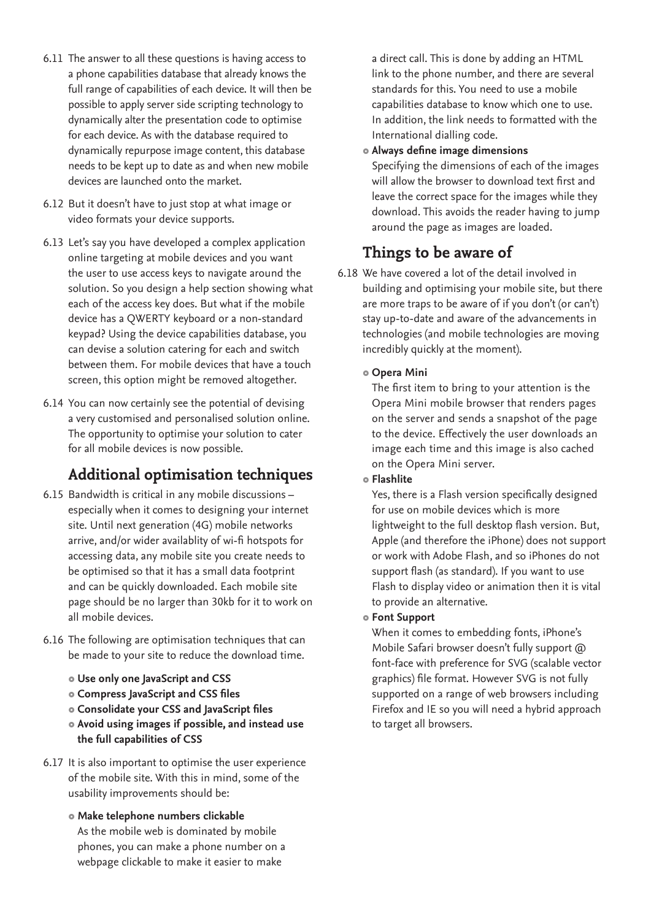6.11 The answer to all these questions is having access to a phone capabilities database that already knows the full range of capabilities of each device. It will then be possible to apply server side scripting technology to dynamically alter the presentation code to optimise for each device. As with the database required to dynamically repurpose image content, this database needs to be kept up to date as and when new mobile devices are launched onto the market.

6.12 But it doesn't have to just stop at what image or video formats your device supports.

6.13 Let's say you have developed a complex application online targeting at mobile devices and you want the user to use access keys to navigate around the solution. So you design a help section showing what each of the access key does. But what if the mobile device has a QWERTY keyboard or a non-standard keypad? Using the device capabilities database, you can devise a solution catering for each and switch between them. For mobile devices that have a touch screen, this option might be removed altogether.

6.14 You can now certainly see the potential of devising a very customised and personalised solution online. The opportunity to optimise your solution to cater for all mobile devices is now possible.

## Additional optimisation techniques

6.15 Bandwidth is critical in any mobile discussions – especially when it comes to designing your internet site. Until next generation (4G) mobile networks arrive, and/or wider availablity of wi-fi hotspots for accessing data, any mobile site you create needs to be optimised so that it has a small data footprint and can be quickly downloaded. Each mobile site page should be no larger than 30kb for it to work on all mobile devices.

6.16 The following are optimisation techniques that can be made to your site to reduce the download time.

- **Use only one JavaScript and CSS**
- **Compress JavaScript and CSS files**
- **Consolidate your CSS and JavaScript files**
- **Avoid using images if possible, and instead use the full capabilities of CSS**

6.17 It is also important to optimise the user experience of the mobile site. With this in mind, some of the usability improvements should be:

- **Make telephone numbers clickable**
  As the mobile web is dominated by mobile phones, you can make a phone number on a webpage clickable to make it easier to make a direct call. This is done by adding an HTML link to the phone number, and there are several standards for this. You need to use a mobile capabilities database to know which one to use. In addition, the link needs to formatted with the International dialling code.
- **Always define image dimensions**
  Specifying the dimensions of each of the images will allow the browser to download text first and leave the correct space for the images while they download. This avoids the reader having to jump around the page as images are loaded.

## Things to be aware of

6.18 We have covered a lot of the detail involved in building and optimising your mobile site, but there are more traps to be aware of if you don't (or can't) stay up-to-date and aware of the advancements in technologies (and mobile technologies are moving incredibly quickly at the moment).

- **Opera Mini**
  The first item to bring to your attention is the Opera Mini mobile browser that renders pages on the server and sends a snapshot of the page to the device. Effectively the user downloads an image each time and this image is also cached on the Opera Mini server.
- **Flashlite**
  Yes, there is a Flash version specifically designed for use on mobile devices which is more lightweight to the full desktop flash version. But, Apple (and therefore the iPhone) does not support or work with Adobe Flash, and so iPhones do not support flash (as standard). If you want to use Flash to display video or animation then it is vital to provide an alternative.
- **Font Support**
  When it comes to embedding fonts, iPhone's Mobile Safari browser doesn't fully support @font-face with preference for SVG (scalable vector graphics) file format. However SVG is not fully supported on a range of web browsers including Firefox and IE so you will need a hybrid approach to target all browsers.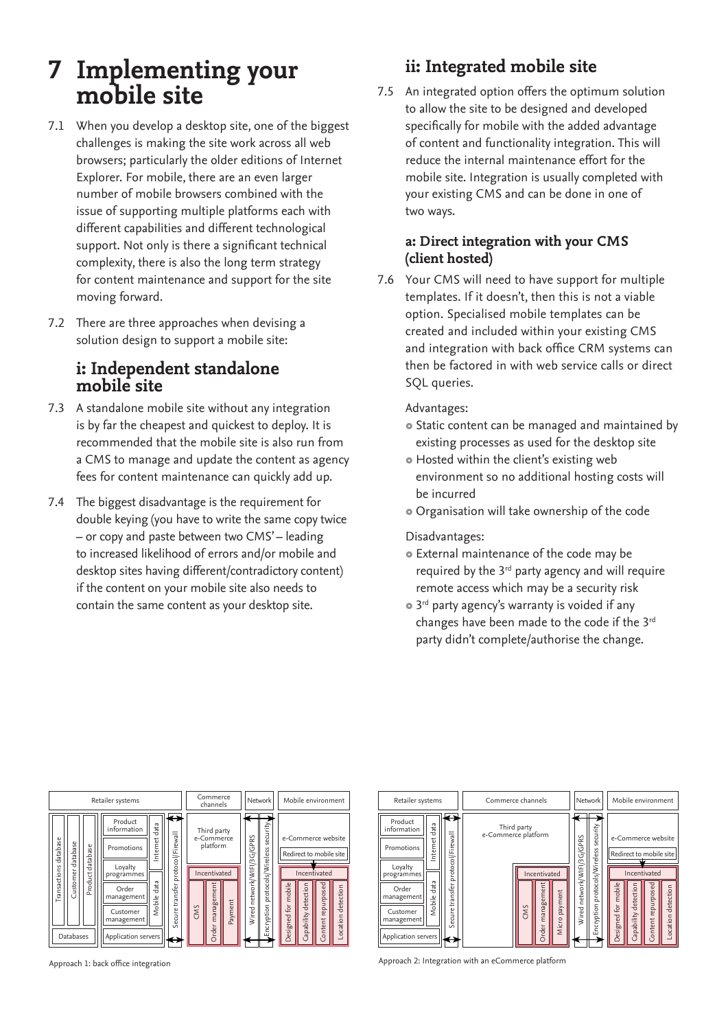# 7 Implementing your mobile site

7.1 When you develop a desktop site, one of the biggest challenges is making the site work across all web browsers; particularly the older editions of Internet Explorer. For mobile, there are an even larger number of mobile browsers combined with the issue of supporting multiple platforms each with different capabilities and different technological support. Not only is there a significant technical complexity, there is also the long term strategy for content maintenance and support for the site moving forward.

7.2 There are three approaches when devising a solution design to support a mobile site:

## i: Independent standalone mobile site

7.3 A standalone mobile site without any integration is by far the cheapest and quickest to deploy. It is recommended that the mobile site is also run from a CMS to manage and update the content as agency fees for content maintenance can quickly add up.

7.4 The biggest disadvantage is the requirement for double keying (you have to write the same copy twice – or copy and paste between two CMS' – leading to increased likelihood of errors and/or mobile and desktop sites having different/contradictory content) if the content on your mobile site also needs to contain the same content as your desktop site.

## ii: Integrated mobile site

7.5 An integrated option offers the optimum solution to allow the site to be designed and developed specifically for mobile with the added advantage of content and functionality integration. This will reduce the internal maintenance effort for the mobile site. Integration is usually completed with your existing CMS and can be done in one of two ways.

### a: Direct integration with your CMS (client hosted)

7.6 Your CMS will need to have support for multiple templates. If it doesn't, then this is not a viable option. Specialised mobile templates can be created and included within your existing CMS and integration with back office CRM systems can then be factored in with web service calls or direct SQL queries.

Advantages:

- Static content can be managed and maintained by existing processes as used for the desktop site
- Hosted within the client's existing web environment so no additional hosting costs will be incurred
- Organisation will take ownership of the code

Disadvantages:

- External maintenance of the code may be required by the 3rd party agency and will require remote access which may be a security risk
- 3rd party agency's warranty is voided if any changes have been made to the code if the 3rd party didn't complete/authorise the change.

Retailer systems
Commerce channels
Network
Mobile environment
Transactions database
Customer database
Product database
Databases
Product information
Promotions
Loyalty programmes
Order management
Customer management
Application servers
Internet data
Mobile data
Secure transfer protocol/Firewall
Third party e-Commerce platform
Incentivated
CMS
Order management
Payment
Wired network/WIFI/3G/GPRS
Encryption protocols/Wireless security
e-Commerce website
Redirect to mobile site
Incentivated
Designed for mobile
Capability detection
Content repurposed
Location detection

Approach 1: back office integration

Retailer systems
Commerce channels
Network
Mobile environment
Product information
Promotions
Loyalty programmes
Order management
Customer management
Application servers
Internet data
Mobile data
Secure transfer protocol/Firewall
Third party e-Commerce platform
Incentivated
CMS
Order management
Micro payment
Wired network/WIFI/3G/GPRS
Encryption protocols/Wireless security
e-Commerce website
Redirect to mobile site
Incentivated
Designed for mobile
Capability detection
Content repurposed
Location detection

Approach 2: Integration with an eCommerce platform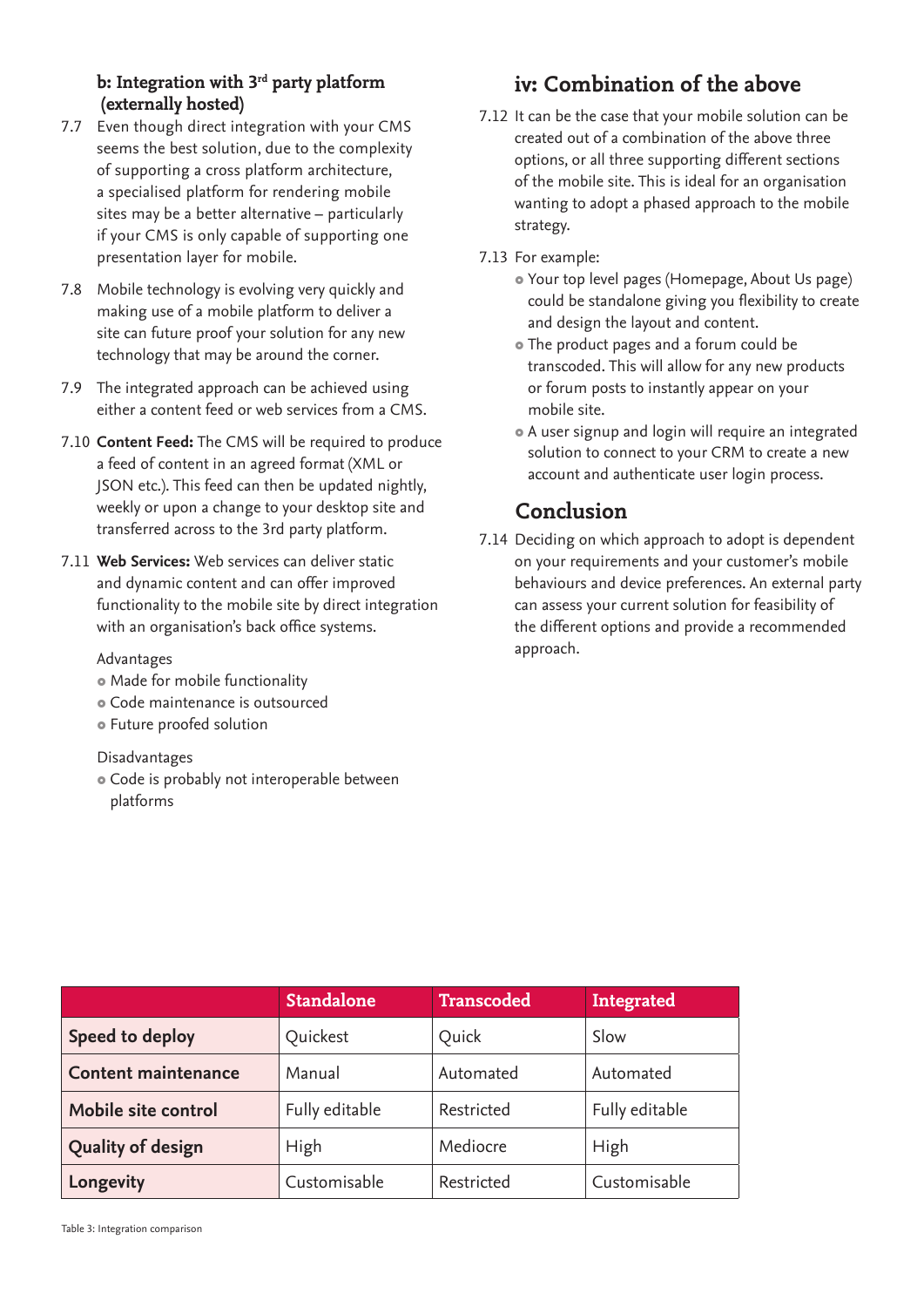### b: Integration with 3rd party platform (externally hosted)

7.7 Even though direct integration with your CMS seems the best solution, due to the complexity of supporting a cross platform architecture, a specialised platform for rendering mobile sites may be a better alternative – particularly if your CMS is only capable of supporting one presentation layer for mobile.

7.8 Mobile technology is evolving very quickly and making use of a mobile platform to deliver a site can future proof your solution for any new technology that may be around the corner.

7.9 The integrated approach can be achieved using either a content feed or web services from a CMS.

7.10 **Content Feed:** The CMS will be required to produce a feed of content in an agreed format (XML or JSON etc.). This feed can then be updated nightly, weekly or upon a change to your desktop site and transferred across to the 3rd party platform.

7.11 **Web Services:** Web services can deliver static and dynamic content and can offer improved functionality to the mobile site by direct integration with an organisation's back office systems.

Advantages
- Made for mobile functionality
- Code maintenance is outsourced
- Future proofed solution

Disadvantages
- Code is probably not interoperable between platforms

## iv: Combination of the above

7.12 It can be the case that your mobile solution can be created out of a combination of the above three options, or all three supporting different sections of the mobile site. This is ideal for an organisation wanting to adopt a phased approach to the mobile strategy.

7.13 For example:
- Your top level pages (Homepage, About Us page) could be standalone giving you flexibility to create and design the layout and content.
- The product pages and a forum could be transcoded. This will allow for any new products or forum posts to instantly appear on your mobile site.
- A user signup and login will require an integrated solution to connect to your CRM to create a new account and authenticate user login process.

## Conclusion

7.14 Deciding on which approach to adopt is dependent on your requirements and your customer's mobile behaviours and device preferences. An external party can assess your current solution for feasibility of the different options and provide a recommended approach.

| | Standalone | Transcoded | Integrated |
|---|---|---|---|
| **Speed to deploy** | Quickest | Quick | Slow |
| **Content maintenance** | Manual | Automated | Automated |
| **Mobile site control** | Fully editable | Restricted | Fully editable |
| **Quality of design** | High | Mediocre | High |
| **Longevity** | Customisable | Restricted | Customisable |

Table 3: Integration comparison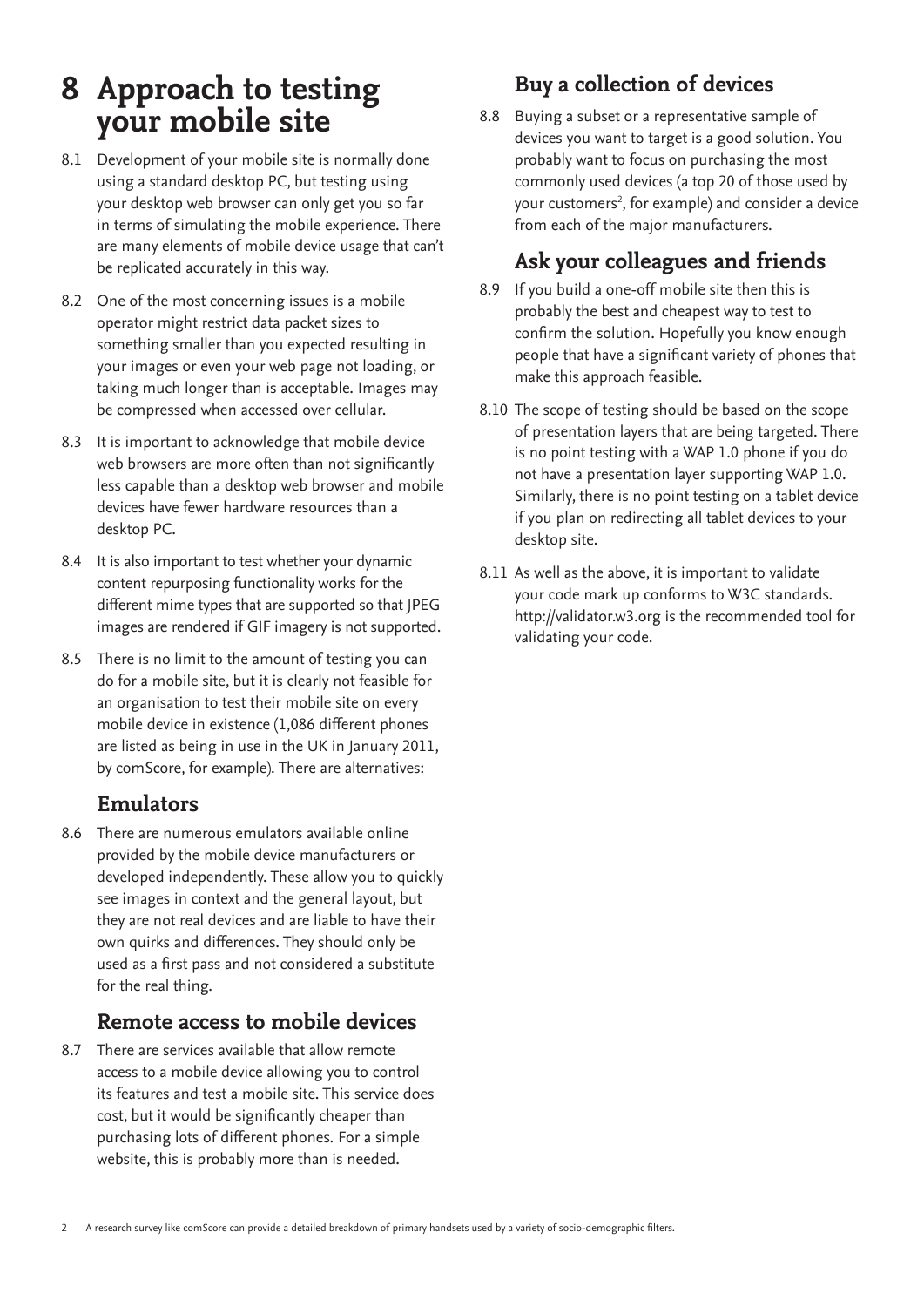# 8 Approach to testing your mobile site

8.1 Development of your mobile site is normally done using a standard desktop PC, but testing using your desktop web browser can only get you so far in terms of simulating the mobile experience. There are many elements of mobile device usage that can't be replicated accurately in this way.

8.2 One of the most concerning issues is a mobile operator might restrict data packet sizes to something smaller than you expected resulting in your images or even your web page not loading, or taking much longer than is acceptable. Images may be compressed when accessed over cellular.

8.3 It is important to acknowledge that mobile device web browsers are more often than not significantly less capable than a desktop web browser and mobile devices have fewer hardware resources than a desktop PC.

8.4 It is also important to test whether your dynamic content repurposing functionality works for the different mime types that are supported so that JPEG images are rendered if GIF imagery is not supported.

8.5 There is no limit to the amount of testing you can do for a mobile site, but it is clearly not feasible for an organisation to test their mobile site on every mobile device in existence (1,086 different phones are listed as being in use in the UK in January 2011, by comScore, for example). There are alternatives:

## Emulators

8.6 There are numerous emulators available online provided by the mobile device manufacturers or developed independently. These allow you to quickly see images in context and the general layout, but they are not real devices and are liable to have their own quirks and differences. They should only be used as a first pass and not considered a substitute for the real thing.

## Remote access to mobile devices

8.7 There are services available that allow remote access to a mobile device allowing you to control its features and test a mobile site. This service does cost, but it would be significantly cheaper than purchasing lots of different phones. For a simple website, this is probably more than is needed.

## Buy a collection of devices

8.8 Buying a subset or a representative sample of devices you want to target is a good solution. You probably want to focus on purchasing the most commonly used devices (a top 20 of those used by your customers[2], for example) and consider a device from each of the major manufacturers.

## Ask your colleagues and friends

8.9 If you build a one-off mobile site then this is probably the best and cheapest way to test to confirm the solution. Hopefully you know enough people that have a significant variety of phones that make this approach feasible.

8.10 The scope of testing should be based on the scope of presentation layers that are being targeted. There is no point testing with a WAP 1.0 phone if you do not have a presentation layer supporting WAP 1.0. Similarly, there is no point testing on a tablet device if you plan on redirecting all tablet devices to your desktop site.

8.11 As well as the above, it is important to validate your code mark up conforms to W3C standards. http://validator.w3.org is the recommended tool for validating your code.

2 A research survey like comScore can provide a detailed breakdown of primary handsets used by a variety of socio-demographic filters.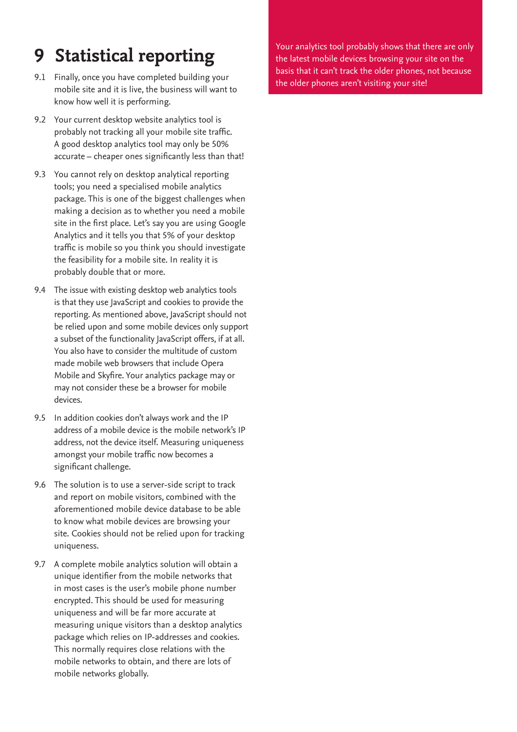# 9 Statistical reporting

9.1 Finally, once you have completed building your mobile site and it is live, the business will want to know how well it is performing.

9.2 Your current desktop website analytics tool is probably not tracking all your mobile site traffic. A good desktop analytics tool may only be 50% accurate – cheaper ones significantly less than that!

9.3 You cannot rely on desktop analytical reporting tools; you need a specialised mobile analytics package. This is one of the biggest challenges when making a decision as to whether you need a mobile site in the first place. Let's say you are using Google Analytics and it tells you that 5% of your desktop traffic is mobile so you think you should investigate the feasibility for a mobile site. In reality it is probably double that or more.

9.4 The issue with existing desktop web analytics tools is that they use JavaScript and cookies to provide the reporting. As mentioned above, JavaScript should not be relied upon and some mobile devices only support a subset of the functionality JavaScript offers, if at all. You also have to consider the multitude of custom made mobile web browsers that include Opera Mobile and Skyfire. Your analytics package may or may not consider these be a browser for mobile devices.

9.5 In addition cookies don't always work and the IP address of a mobile device is the mobile network's IP address, not the device itself. Measuring uniqueness amongst your mobile traffic now becomes a significant challenge.

9.6 The solution is to use a server-side script to track and report on mobile visitors, combined with the aforementioned mobile device database to be able to know what mobile devices are browsing your site. Cookies should not be relied upon for tracking uniqueness.

9.7 A complete mobile analytics solution will obtain a unique identifier from the mobile networks that in most cases is the user's mobile phone number encrypted. This should be used for measuring uniqueness and will be far more accurate at measuring unique visitors than a desktop analytics package which relies on IP-addresses and cookies. This normally requires close relations with the mobile networks to obtain, and there are lots of mobile networks globally.

Your analytics tool probably shows that there are only the latest mobile devices browsing your site on the basis that it can't track the older phones, not because the older phones aren't visiting your site!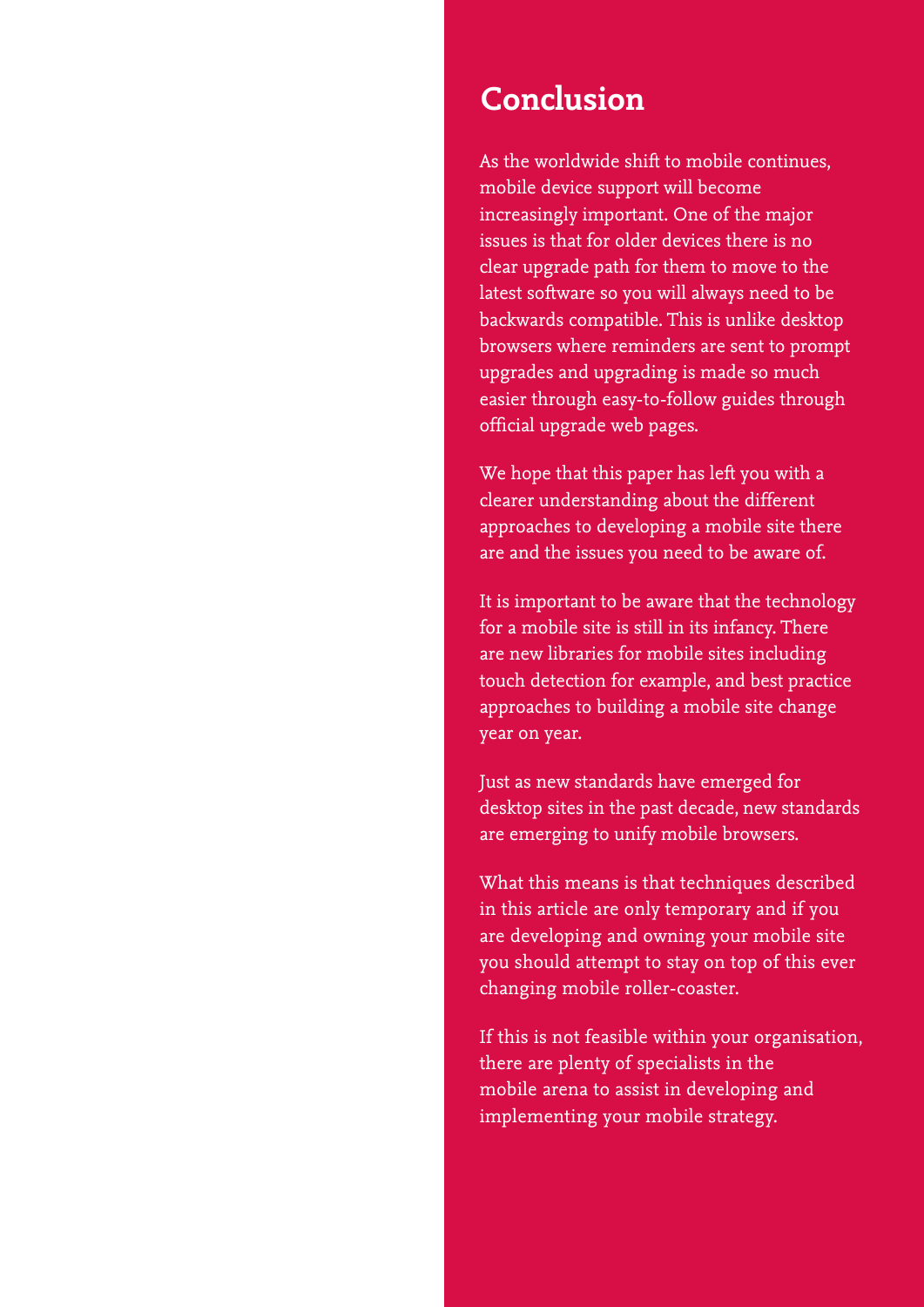## Conclusion

As the worldwide shift to mobile continues, mobile device support will become increasingly important. One of the major issues is that for older devices there is no clear upgrade path for them to move to the latest software so you will always need to be backwards compatible. This is unlike desktop browsers where reminders are sent to prompt upgrades and upgrading is made so much easier through easy-to-follow guides through official upgrade web pages.

We hope that this paper has left you with a clearer understanding about the different approaches to developing a mobile site there are and the issues you need to be aware of.

It is important to be aware that the technology for a mobile site is still in its infancy. There are new libraries for mobile sites including touch detection for example, and best practice approaches to building a mobile site change year on year.

Just as new standards have emerged for desktop sites in the past decade, new standards are emerging to unify mobile browsers.

What this means is that techniques described in this article are only temporary and if you are developing and owning your mobile site you should attempt to stay on top of this ever changing mobile roller-coaster.

If this is not feasible within your organisation, there are plenty of specialists in the mobile arena to assist in developing and implementing your mobile strategy.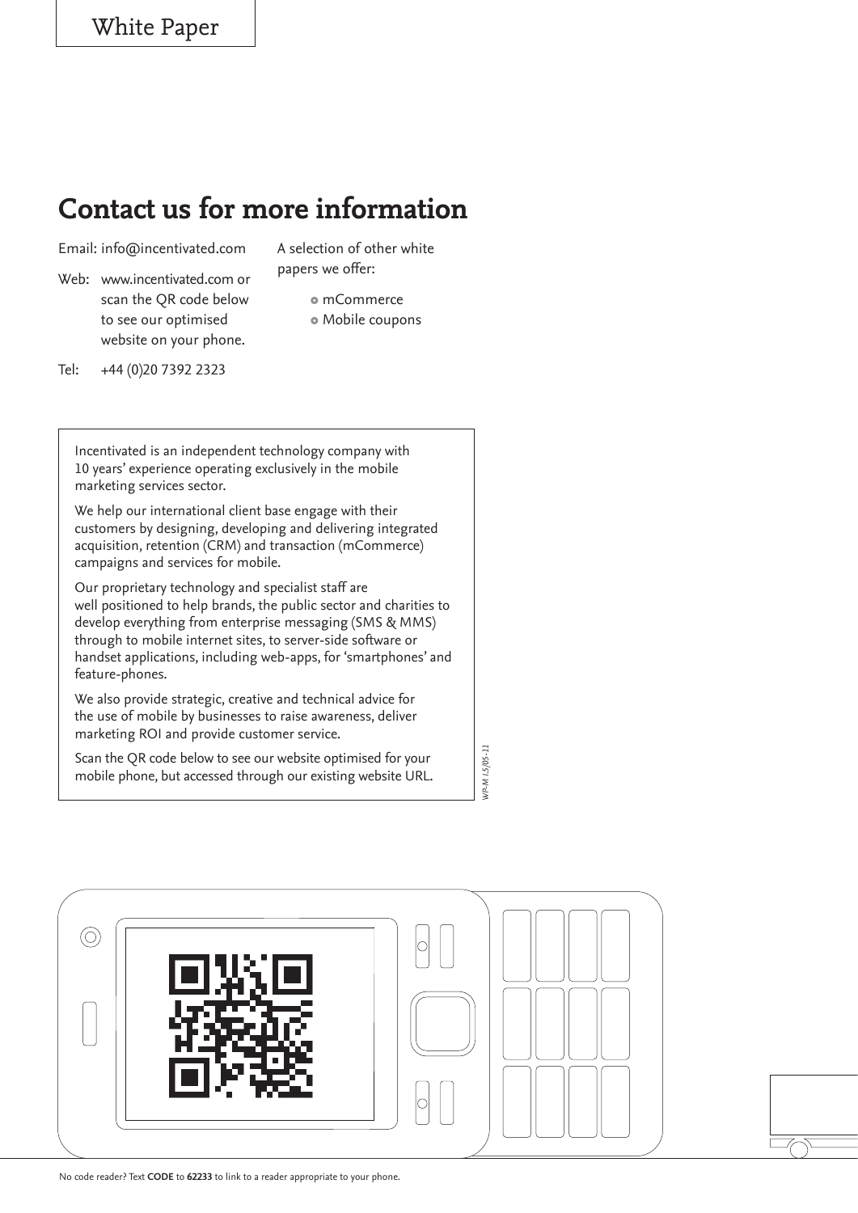White Paper

# Contact us for more information

Email: info@incentivated.com

Web: www.incentivated.com or scan the QR code below to see our optimised website on your phone.

Tel: +44 (0)20 7392 2323

A selection of other white papers we offer:

- mCommerce
- Mobile coupons

Incentivated is an independent technology company with 10 years' experience operating exclusively in the mobile marketing services sector.

We help our international client base engage with their customers by designing, developing and delivering integrated acquisition, retention (CRM) and transaction (mCommerce) campaigns and services for mobile.

Our proprietary technology and specialist staff are well positioned to help brands, the public sector and charities to develop everything from enterprise messaging (SMS & MMS) through to mobile internet sites, to server-side software or handset applications, including web-apps, for 'smartphones' and feature-phones.

We also provide strategic, creative and technical advice for the use of mobile by businesses to raise awareness, deliver marketing ROI and provide customer service.

Scan the QR code below to see our website optimised for your mobile phone, but accessed through our existing website URL.

*WP-M 1.5/05-11*

No code reader? Text **CODE** to **62233** to link to a reader appropriate to your phone.